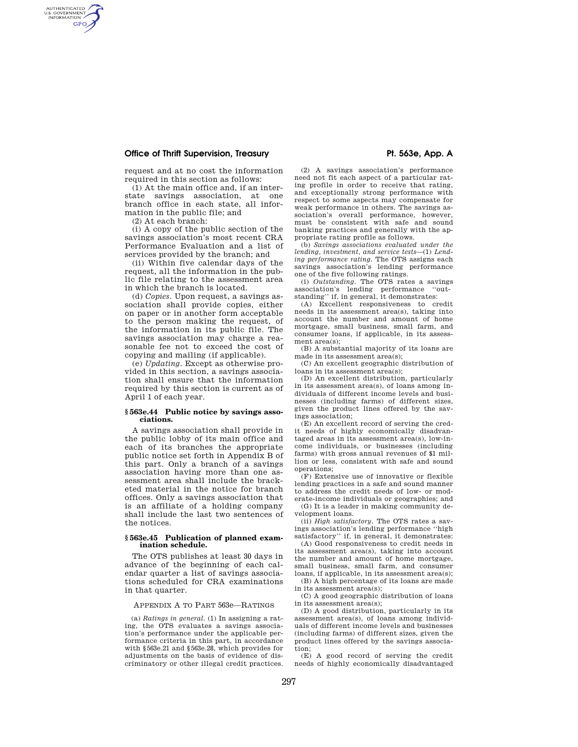request and at no cost the information required in this section as follows:

(1) At the main office and, if an interstate savings association, at one branch office in each state, all information in the public file; and

(2) At each branch:

(i) A copy of the public section of the savings association's most recent CRA Performance Evaluation and a list of services provided by the branch; and

(ii) Within five calendar days of the request, all the information in the public file relating to the assessment area in which the branch is located.

(d) *Copies*. Upon request, a savings association shall provide copies, either on paper or in another form acceptable to the person making the request, of the information in its public file. The savings association may charge a reasonable fee not to exceed the cost of copying and mailing (if applicable).

(e) *Updating*. Except as otherwise provided in this section, a savings association shall ensure that the information required by this section is current as of April 1 of each year.

### § 563e.44 Public notice by savings associations.

A savings association shall provide in the public lobby of its main office and each of its branches the appropriate public notice set forth in Appendix B of this part. Only a branch of a savings association having more than one assessment area shall include the bracketed material in the notice for branch offices. Only a savings association that is an affiliate of a holding company shall include the last two sentences of the notices.

### § 563e.45 Publication of planned examination schedule.

The OTS publishes at least 30 days in advance of the beginning of each calendar quarter a list of savings associations scheduled for CRA examinations in that quarter.

## APPENDIX A TO PART 563e—RATINGS

(a) *Ratings in general*. (1) In assigning a rating, the OTS evaluates a savings association's performance under the applicable performance criteria in this part, in accordance with §563e.21 and §563e.28, which provides for adjustments on the basis of evidence of discriminatory or other illegal credit practices.

(2) A savings association's performance need not fit each aspect of a particular rating profile in order to receive that rating, and exceptionally strong performance with respect to some aspects may compensate for weak performance in others. The savings association's overall performance, however, must be consistent with safe and sound banking practices and generally with the appropriate rating profile as follows.

(b) *Savings associations evaluated under the lending, investment, and service tests*—(1) *Lending performance rating*. The OTS assigns each savings association's lending performance one of the five following ratings.

(i) *Outstanding*. The OTS rates a savings association's lending performance "outstanding" if, in general, it demonstrates:

(A) Excellent responsiveness to credit needs in its assessment area(s), taking into account the number and amount of home mortgage, small business, small farm, and consumer loans, if applicable, in its assessment area(s);

(B) A substantial majority of its loans are made in its assessment area(s);

(C) An excellent geographic distribution of loans in its assessment area(s);

(D) An excellent distribution, particularly in its assessment area(s), of loans among individuals of different income levels and businesses (including farms) of different sizes, given the product lines offered by the savings association;

(E) An excellent record of serving the credit needs of highly economically disadvantaged areas in its assessment area(s), low-income individuals, or businesses (including farms) with gross annual revenues of $1 million or less, consistent with safe and sound operations;

(F) Extensive use of innovative or flexible lending practices in a safe and sound manner to address the credit needs of low- or moderate-income individuals or geographies; and

(G) It is a leader in making community development loans.

(ii) *High satisfactory*. The OTS rates a savings association's lending performance "high satisfactory" if, in general, it demonstrates:

(A) Good responsiveness to credit needs in its assessment area(s), taking into account the number and amount of home mortgage, small business, small farm, and consumer loans, if applicable, in its assessment area(s);

(B) A high percentage of its loans are made in its assessment area(s);

(C) A good geographic distribution of loans in its assessment area(s);

(D) A good distribution, particularly in its assessment area(s), of loans among individuals of different income levels and businesses (including farms) of different sizes, given the product lines offered by the savings association;

(E) A good record of serving the credit needs of highly economically disadvantaged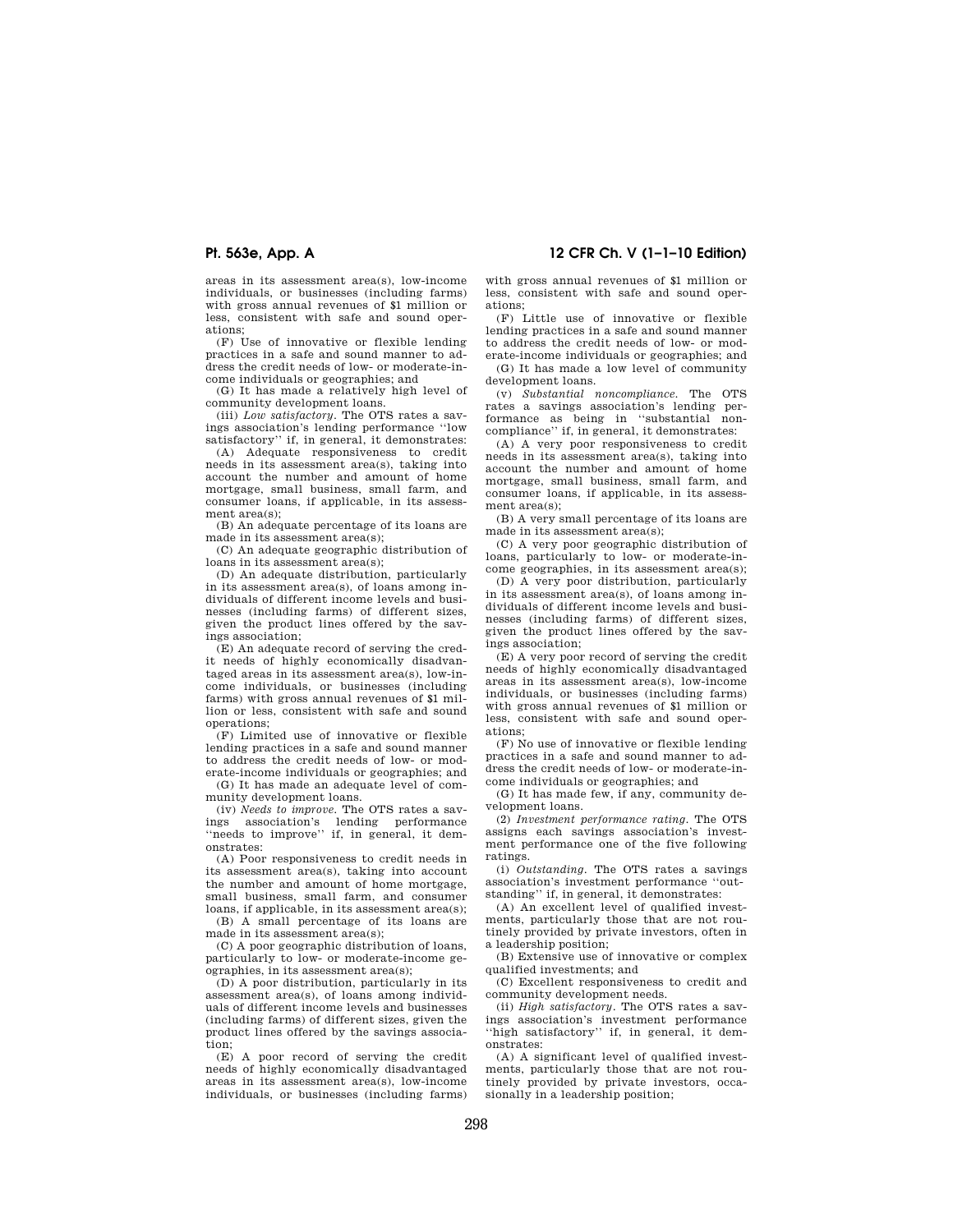areas in its assessment area(s), low-income individuals, or businesses (including farms) with gross annual revenues of $1 million or less, consistent with safe and sound operations;

(F) Use of innovative or flexible lending practices in a safe and sound manner to address the credit needs of low- or moderate-income individuals or geographies; and

(G) It has made a relatively high level of community development loans.

(iii) *Low satisfactory.* The OTS rates a savings association's lending performance "low satisfactory" if, in general, it demonstrates:

(A) Adequate responsiveness to credit needs in its assessment area(s), taking into account the number and amount of home mortgage, small business, small farm, and consumer loans, if applicable, in its assessment area(s);

(B) An adequate percentage of its loans are made in its assessment area(s);

(C) An adequate geographic distribution of loans in its assessment area(s);

(D) An adequate distribution, particularly in its assessment area(s), of loans among individuals of different income levels and businesses (including farms) of different sizes, given the product lines offered by the savings association;

(E) An adequate record of serving the credit needs of highly economically disadvantaged areas in its assessment area(s), low-income individuals, or businesses (including farms) with gross annual revenues of $1 million or less, consistent with safe and sound operations;

(F) Limited use of innovative or flexible lending practices in a safe and sound manner to address the credit needs of low- or moderate-income individuals or geographies; and

(G) It has made an adequate level of community development loans.

(iv) *Needs to improve.* The OTS rates a savings association's lending performance "needs to improve" if, in general, it demonstrates:

(A) Poor responsiveness to credit needs in its assessment area(s), taking into account the number and amount of home mortgage, small business, small farm, and consumer loans, if applicable, in its assessment area(s);

(B) A small percentage of its loans are made in its assessment area(s);

(C) A poor geographic distribution of loans, particularly to low- or moderate-income geographies, in its assessment area(s);

(D) A poor distribution, particularly in its assessment area(s), of loans among individuals of different income levels and businesses (including farms) of different sizes, given the product lines offered by the savings association;

(E) A poor record of serving the credit needs of highly economically disadvantaged areas in its assessment area(s), low-income individuals, or businesses (including farms) with gross annual revenues of $1 million or less, consistent with safe and sound operations;

(F) Little use of innovative or flexible lending practices in a safe and sound manner to address the credit needs of low- or moderate-income individuals or geographies; and

(G) It has made a low level of community development loans.

(v) *Substantial noncompliance.* The OTS rates a savings association's lending performance as being in "substantial noncompliance" if, in general, it demonstrates:

(A) A very poor responsiveness to credit needs in its assessment area(s), taking into account the number and amount of home mortgage, small business, small farm, and consumer loans, if applicable, in its assessment area(s);

(B) A very small percentage of its loans are made in its assessment area(s);

(C) A very poor geographic distribution of loans, particularly to low- or moderate-income geographies, in its assessment area(s);

(D) A very poor distribution, particularly in its assessment area(s), of loans among individuals of different income levels and businesses (including farms) of different sizes, given the product lines offered by the savings association;

(E) A very poor record of serving the credit needs of highly economically disadvantaged areas in its assessment area(s), low-income individuals, or businesses (including farms) with gross annual revenues of $1 million or less, consistent with safe and sound operations;

(F) No use of innovative or flexible lending practices in a safe and sound manner to address the credit needs of low- or moderate-income individuals or geographies; and

(G) It has made few, if any, community development loans.

(2) *Investment performance rating.* The OTS assigns each savings association's investment performance one of the five following ratings.

(i) *Outstanding.* The OTS rates a savings association's investment performance "outstanding" if, in general, it demonstrates:

(A) An excellent level of qualified investments, particularly those that are not routinely provided by private investors, often in a leadership position;

(B) Extensive use of innovative or complex qualified investments; and

(C) Excellent responsiveness to credit and community development needs.

(ii) *High satisfactory.* The OTS rates a savings association's investment performance "high satisfactory" if, in general, it demonstrates:

(A) A significant level of qualified investments, particularly those that are not routinely provided by private investors, occasionally in a leadership position;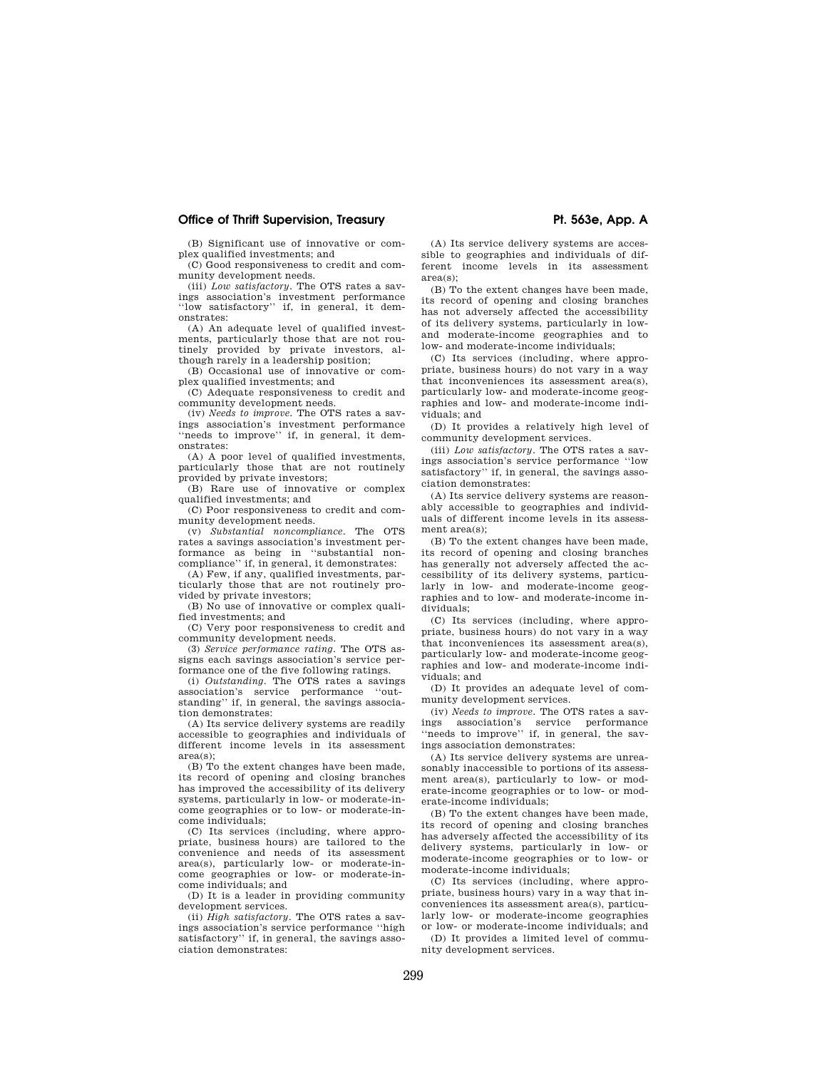(B) Significant use of innovative or complex qualified investments; and

(C) Good responsiveness to credit and community development needs.

(iii) *Low satisfactory.* The OTS rates a savings association's investment performance ''low satisfactory'' if, in general, it demonstrates:

(A) An adequate level of qualified investments, particularly those that are not routinely provided by private investors, although rarely in a leadership position;

(B) Occasional use of innovative or complex qualified investments; and

(C) Adequate responsiveness to credit and community development needs.

(iv) *Needs to improve.* The OTS rates a savings association's investment performance ''needs to improve'' if, in general, it demonstrates:

(A) A poor level of qualified investments, particularly those that are not routinely provided by private investors;

(B) Rare use of innovative or complex qualified investments; and

(C) Poor responsiveness to credit and community development needs.

(v) *Substantial noncompliance.* The OTS rates a savings association's investment performance as being in ''substantial noncompliance'' if, in general, it demonstrates:

(A) Few, if any, qualified investments, particularly those that are not routinely provided by private investors;

(B) No use of innovative or complex qualified investments; and

(C) Very poor responsiveness to credit and community development needs.

(3) *Service performance rating.* The OTS assigns each savings association's service performance one of the five following ratings.

(i) *Outstanding.* The OTS rates a savings association's service performance ''outstanding'' if, in general, the savings association demonstrates:

(A) Its service delivery systems are readily accessible to geographies and individuals of different income levels in its assessment area(s);

(B) To the extent changes have been made, its record of opening and closing branches has improved the accessibility of its delivery systems, particularly in low- or moderate-income geographies or to low- or moderate-income individuals;

(C) Its services (including, where appropriate, business hours) are tailored to the convenience and needs of its assessment area(s), particularly low- or moderate-income geographies or low- or moderate-income individuals; and

(D) It is a leader in providing community development services.

(ii) *High satisfactory.* The OTS rates a savings association's service performance ''high satisfactory'' if, in general, the savings association demonstrates:

(A) Its service delivery systems are accessible to geographies and individuals of different income levels in its assessment area(s);

(B) To the extent changes have been made, its record of opening and closing branches has not adversely affected the accessibility of its delivery systems, particularly in low- and moderate-income geographies and to low- and moderate-income individuals;

(C) Its services (including, where appropriate, business hours) do not vary in a way that inconveniences its assessment area(s), particularly low- and moderate-income geographies and low- and moderate-income individuals; and

(D) It provides a relatively high level of community development services.

(iii) *Low satisfactory.* The OTS rates a savings association's service performance ''low satisfactory'' if, in general, the savings association demonstrates:

(A) Its service delivery systems are reasonably accessible to geographies and individuals of different income levels in its assessment area(s);

(B) To the extent changes have been made, its record of opening and closing branches has generally not adversely affected the accessibility of its delivery systems, particularly in low- and moderate-income geographies and to low- and moderate-income individuals;

(C) Its services (including, where appropriate, business hours) do not vary in a way that inconveniences its assessment area(s), particularly low- and moderate-income geographies and low- and moderate-income individuals; and

(D) It provides an adequate level of community development services.

(iv) *Needs to improve.* The OTS rates a savings association's service performance ''needs to improve'' if, in general, the savings association demonstrates:

(A) Its service delivery systems are unreasonably inaccessible to portions of its assessment area(s), particularly to low- or moderate-income geographies or to low- or moderate-income individuals;

(B) To the extent changes have been made, its record of opening and closing branches has adversely affected the accessibility of its delivery systems, particularly in low- or moderate-income geographies or to low- or moderate-income individuals;

(C) Its services (including, where appropriate, business hours) vary in a way that inconveniences its assessment area(s), particularly low- or moderate-income geographies or low- or moderate-income individuals; and

(D) It provides a limited level of community development services.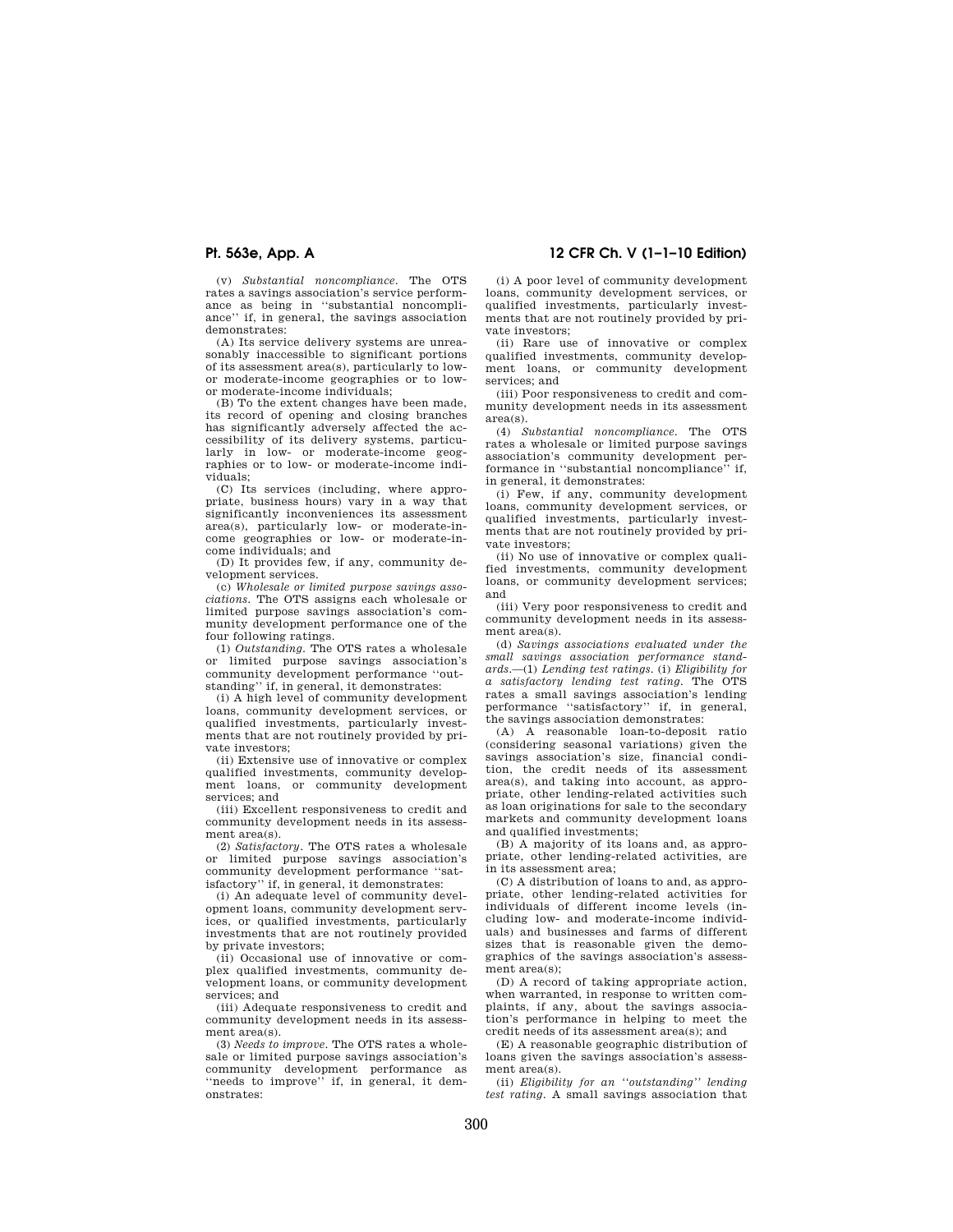(v) *Substantial noncompliance.* The OTS rates a savings association's service performance as being in "substantial noncompliance" if, in general, the savings association demonstrates:

(A) Its service delivery systems are unreasonably inaccessible to significant portions of its assessment area(s), particularly to low- or moderate-income geographies or to low- or moderate-income individuals;

(B) To the extent changes have been made, its record of opening and closing branches has significantly adversely affected the accessibility of its delivery systems, particularly in low- or moderate-income geographies or to low- or moderate-income individuals;

(C) Its services (including, where appropriate, business hours) vary in a way that significantly inconveniences its assessment area(s), particularly low- or moderate-income geographies or low- or moderate-income individuals; and

(D) It provides few, if any, community development services.

(c) *Wholesale or limited purpose savings associations.* The OTS assigns each wholesale or limited purpose savings association's community development performance one of the four following ratings.

(1) *Outstanding.* The OTS rates a wholesale or limited purpose savings association's community development performance "outstanding" if, in general, it demonstrates:

(i) A high level of community development loans, community development services, or qualified investments, particularly investments that are not routinely provided by private investors;

(ii) Extensive use of innovative or complex qualified investments, community development loans, or community development services; and

(iii) Excellent responsiveness to credit and community development needs in its assessment area(s).

(2) *Satisfactory.* The OTS rates a wholesale or limited purpose savings association's community development performance "satisfactory" if, in general, it demonstrates:

(i) An adequate level of community development loans, community development services, or qualified investments, particularly investments that are not routinely provided by private investors;

(ii) Occasional use of innovative or complex qualified investments, community development loans, or community development services; and

(iii) Adequate responsiveness to credit and community development needs in its assessment area(s).

(3) *Needs to improve.* The OTS rates a wholesale or limited purpose savings association's community development performance as "needs to improve" if, in general, it demonstrates:

(i) A poor level of community development loans, community development services, or qualified investments, particularly investments that are not routinely provided by private investors;

(ii) Rare use of innovative or complex qualified investments, community development loans, or community development services; and

(iii) Poor responsiveness to credit and community development needs in its assessment area(s).

(4) *Substantial noncompliance.* The OTS rates a wholesale or limited purpose savings association's community development performance in "substantial noncompliance" if, in general, it demonstrates:

(i) Few, if any, community development loans, community development services, or qualified investments, particularly investments that are not routinely provided by private investors;

(ii) No use of innovative or complex qualified investments, community development loans, or community development services; and

(iii) Very poor responsiveness to credit and community development needs in its assessment area(s).

(d) *Savings associations evaluated under the small savings association performance standards.*—(1) *Lending test ratings.* (i) *Eligibility for a satisfactory lending test rating.* The OTS rates a small savings association's lending performance "satisfactory" if, in general, the savings association demonstrates:

(A) A reasonable loan-to-deposit ratio (considering seasonal variations) given the savings association's size, financial condition, the credit needs of its assessment area(s), and taking into account, as appropriate, other lending-related activities such as loan originations for sale to the secondary markets and community development loans and qualified investments;

(B) A majority of its loans and, as appropriate, other lending-related activities, are in its assessment area;

(C) A distribution of loans to and, as appropriate, other lending-related activities for individuals of different income levels (including low- and moderate-income individuals) and businesses and farms of different sizes that is reasonable given the demographics of the savings association's assessment area(s);

(D) A record of taking appropriate action, when warranted, in response to written complaints, if any, about the savings association's performance in helping to meet the credit needs of its assessment area(s); and

(E) A reasonable geographic distribution of loans given the savings association's assessment area(s).

(ii) *Eligibility for an "outstanding" lending test rating.* A small savings association that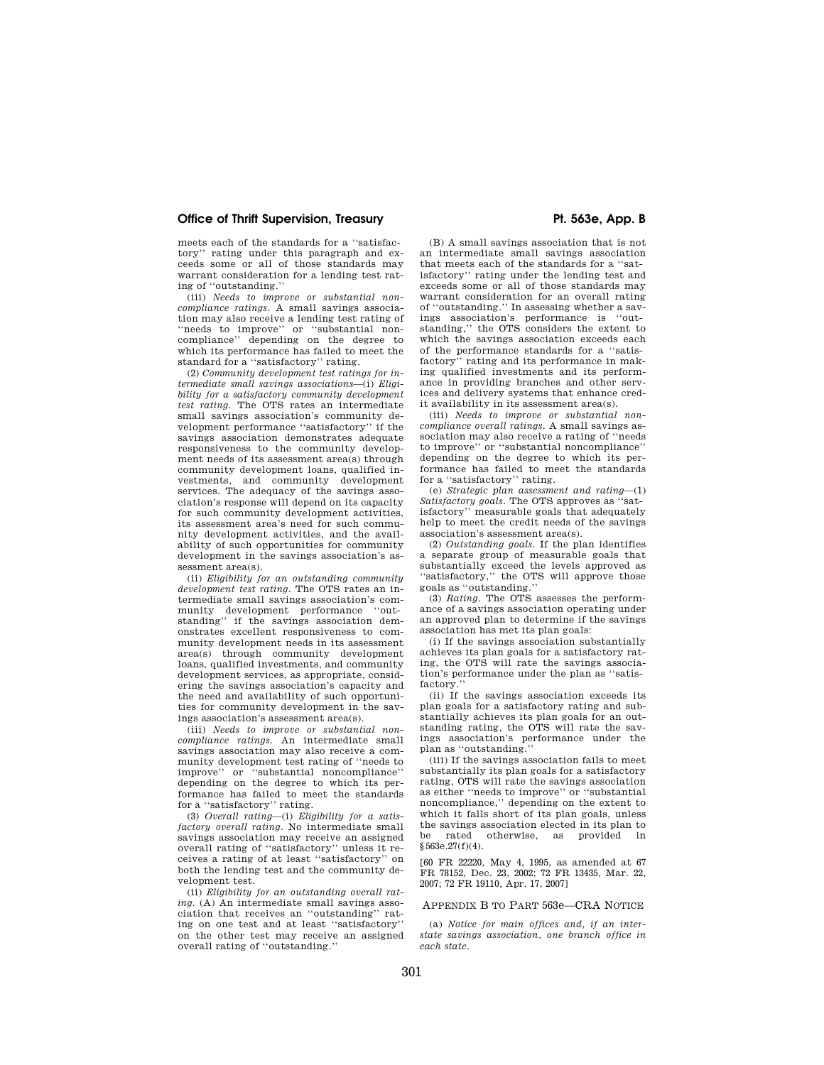meets each of the standards for a ''satisfactory'' rating under this paragraph and exceeds some or all of those standards may warrant consideration for a lending test rating of ''outstanding.''

(iii) *Needs to improve or substantial noncompliance ratings.* A small savings association may also receive a lending test rating of ''needs to improve'' or ''substantial noncompliance'' depending on the degree to which its performance has failed to meet the standard for a ''satisfactory'' rating.

(2) *Community development test ratings for intermediate small savings associations*—(i) *Eligibility for a satisfactory community development test rating.* The OTS rates an intermediate small savings association's community development performance ''satisfactory'' if the savings association demonstrates adequate responsiveness to the community development needs of its assessment area(s) through community development loans, qualified investments, and community development services. The adequacy of the savings association's response will depend on its capacity for such community development activities, its assessment area's need for such community development activities, and the availability of such opportunities for community development in the savings association's assessment area(s).

(ii) *Eligibility for an outstanding community development test rating.* The OTS rates an intermediate small savings association's community development performance ''outstanding'' if the savings association demonstrates excellent responsiveness to community development needs in its assessment area(s) through community development loans, qualified investments, and community development services, as appropriate, considering the savings association's capacity and the need and availability of such opportunities for community development in the savings association's assessment area(s).

(iii) *Needs to improve or substantial noncompliance ratings.* An intermediate small savings association may also receive a community development test rating of ''needs to improve'' or ''substantial noncompliance'' depending on the degree to which its performance has failed to meet the standards for a ''satisfactory'' rating.

(3) *Overall rating*—(i) *Eligibility for a satisfactory overall rating.* No intermediate small savings association may receive an assigned overall rating of ''satisfactory'' unless it receives a rating of at least ''satisfactory'' on both the lending test and the community development test.

(ii) *Eligibility for an outstanding overall rating.* (A) An intermediate small savings association that receives an ''outstanding'' rating on one test and at least ''satisfactory'' on the other test may receive an assigned overall rating of ''outstanding.''

(B) A small savings association that is not an intermediate small savings association that meets each of the standards for a ''satisfactory'' rating under the lending test and exceeds some or all of those standards may warrant consideration for an overall rating of ''outstanding.'' In assessing whether a savings association's performance is ''outstanding,'' the OTS considers the extent to which the savings association exceeds each of the performance standards for a ''satisfactory'' rating and its performance in making qualified investments and its performance in providing branches and other services and delivery systems that enhance credit availability in its assessment area(s).

(iii) *Needs to improve or substantial noncompliance overall ratings.* A small savings association may also receive a rating of ''needs to improve'' or ''substantial noncompliance'' depending on the degree to which its performance has failed to meet the standards for a ''satisfactory'' rating.

(e) *Strategic plan assessment and rating*—(1) *Satisfactory goals.* The OTS approves as ''satisfactory'' measurable goals that adequately help to meet the credit needs of the savings association's assessment area(s).

(2) *Outstanding goals.* If the plan identifies a separate group of measurable goals that substantially exceed the levels approved as ''satisfactory,'' the OTS will approve those goals as ''outstanding.''

(3) *Rating.* The OTS assesses the performance of a savings association operating under an approved plan to determine if the savings association has met its plan goals:

(i) If the savings association substantially achieves its plan goals for a satisfactory rating, the OTS will rate the savings association's performance under the plan as ''satisfactory.''

(ii) If the savings association exceeds its plan goals for a satisfactory rating and substantially achieves its plan goals for an outstanding rating, the OTS will rate the savings association's performance under the plan as ''outstanding.''

(iii) If the savings association fails to meet substantially its plan goals for a satisfactory rating, OTS will rate the savings association as either ''needs to improve'' or ''substantial noncompliance,'' depending on the extent to which it falls short of its plan goals, unless the savings association elected in its plan to be rated otherwise, as provided in §563e.27(f)(4).

[60 FR 22220, May 4, 1995, as amended at 67 FR 78152, Dec. 23, 2002; 72 FR 13435, Mar. 22, 2007; 72 FR 19110, Apr. 17, 2007]

## APPENDIX B TO PART 563e—CRA NOTICE

(a) *Notice for main offices and, if an interstate savings association, one branch office in each state.*